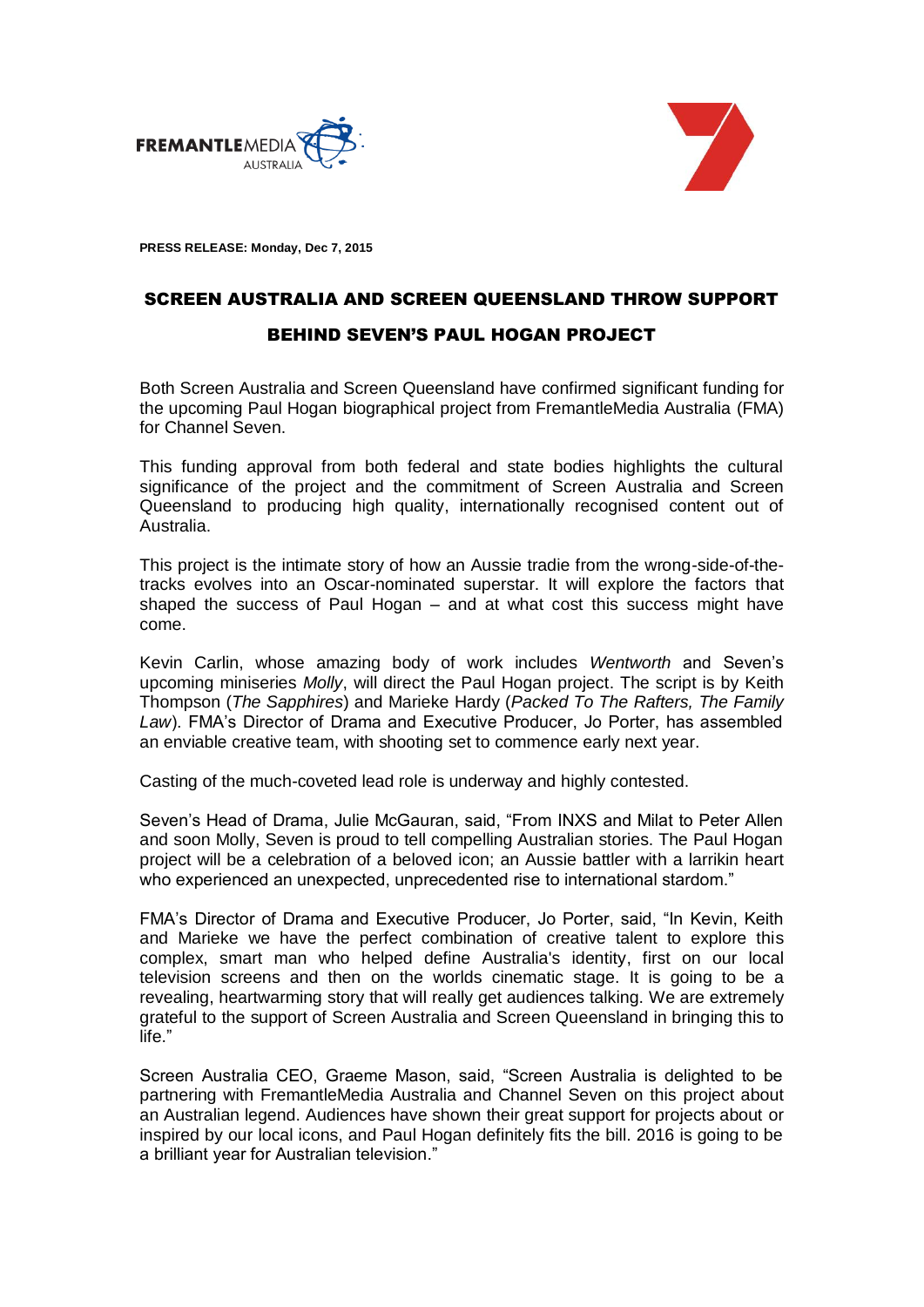**PRESS RELEASE: Monday, Dec 7, 2015**

# SCREEN AUSTRALIA AND SCREEN QUEENSLAND THROW SUPPORT BEHIND SEVEN'S PAUL HOGAN PROJECT

Both Screen Australia and Screen Queensland have confirmed significant funding for the upcoming Paul Hogan biographical project from FremantleMedia Australia (FMA) for Channel Seven.

This funding approval from both federal and state bodies highlights the cultural significance of the project and the commitment of Screen Australia and Screen Queensland to producing high quality, internationally recognised content out of Australia.

This project is the intimate story of how an Aussie tradie from the wrong-side-of-the-tracks evolves into an Oscar-nominated superstar. It will explore the factors that shaped the success of Paul Hogan – and at what cost this success might have come.

Kevin Carlin, whose amazing body of work includes *Wentworth* and Seven's upcoming miniseries *Molly*, will direct the Paul Hogan project. The script is by Keith Thompson (*The Sapphires*) and Marieke Hardy (*Packed To The Rafters, The Family Law*). FMA's Director of Drama and Executive Producer, Jo Porter, has assembled an enviable creative team, with shooting set to commence early next year.

Casting of the much-coveted lead role is underway and highly contested.

Seven's Head of Drama, Julie McGauran, said, "From INXS and Milat to Peter Allen and soon Molly, Seven is proud to tell compelling Australian stories. The Paul Hogan project will be a celebration of a beloved icon; an Aussie battler with a larrikin heart who experienced an unexpected, unprecedented rise to international stardom."

FMA's Director of Drama and Executive Producer, Jo Porter, said, "In Kevin, Keith and Marieke we have the perfect combination of creative talent to explore this complex, smart man who helped define Australia's identity, first on our local television screens and then on the worlds cinematic stage. It is going to be a revealing, heartwarming story that will really get audiences talking. We are extremely grateful to the support of Screen Australia and Screen Queensland in bringing this to life."

Screen Australia CEO, Graeme Mason, said, "Screen Australia is delighted to be partnering with FremantleMedia Australia and Channel Seven on this project about an Australian legend. Audiences have shown their great support for projects about or inspired by our local icons, and Paul Hogan definitely fits the bill. 2016 is going to be a brilliant year for Australian television."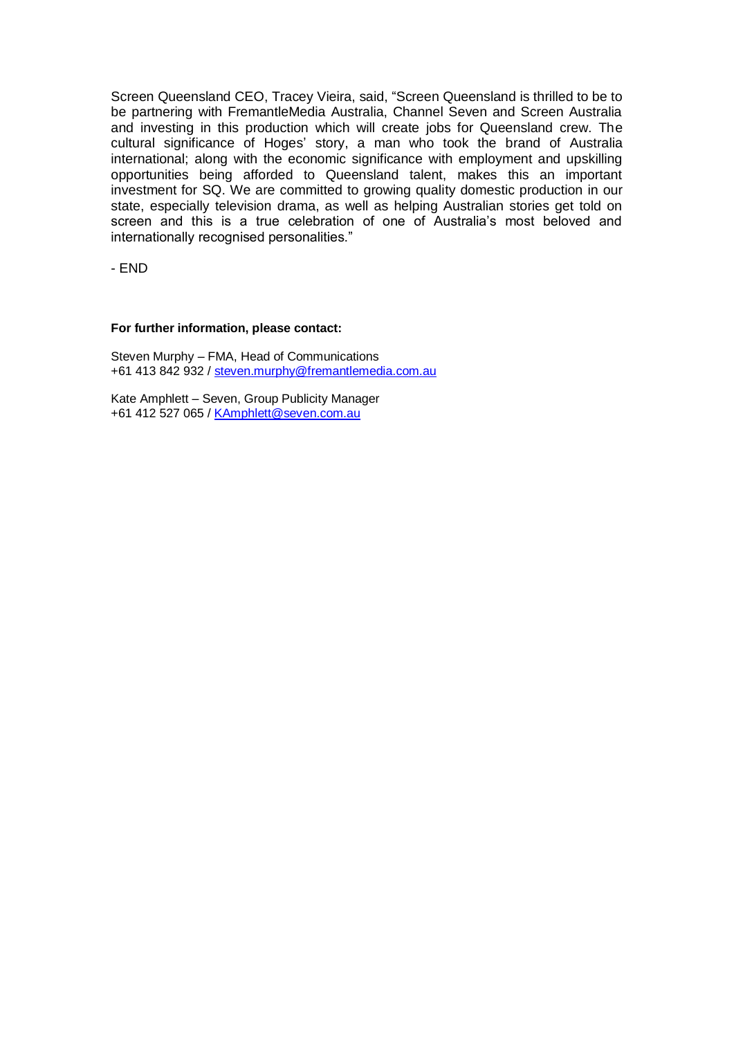Screen Queensland CEO, Tracey Vieira, said, "Screen Queensland is thrilled to be to be partnering with FremantleMedia Australia, Channel Seven and Screen Australia and investing in this production which will create jobs for Queensland crew. The cultural significance of Hoges' story, a man who took the brand of Australia international; along with the economic significance with employment and upskilling opportunities being afforded to Queensland talent, makes this an important investment for SQ. We are committed to growing quality domestic production in our state, especially television drama, as well as helping Australian stories get told on screen and this is a true celebration of one of Australia's most beloved and internationally recognised personalities."

- END

**For further information, please contact:**

Steven Murphy – FMA, Head of Communications
+61 413 842 932 / steven.murphy@fremantlemedia.com.au

Kate Amphlett – Seven, Group Publicity Manager
+61 412 527 065 / KAmphlett@seven.com.au